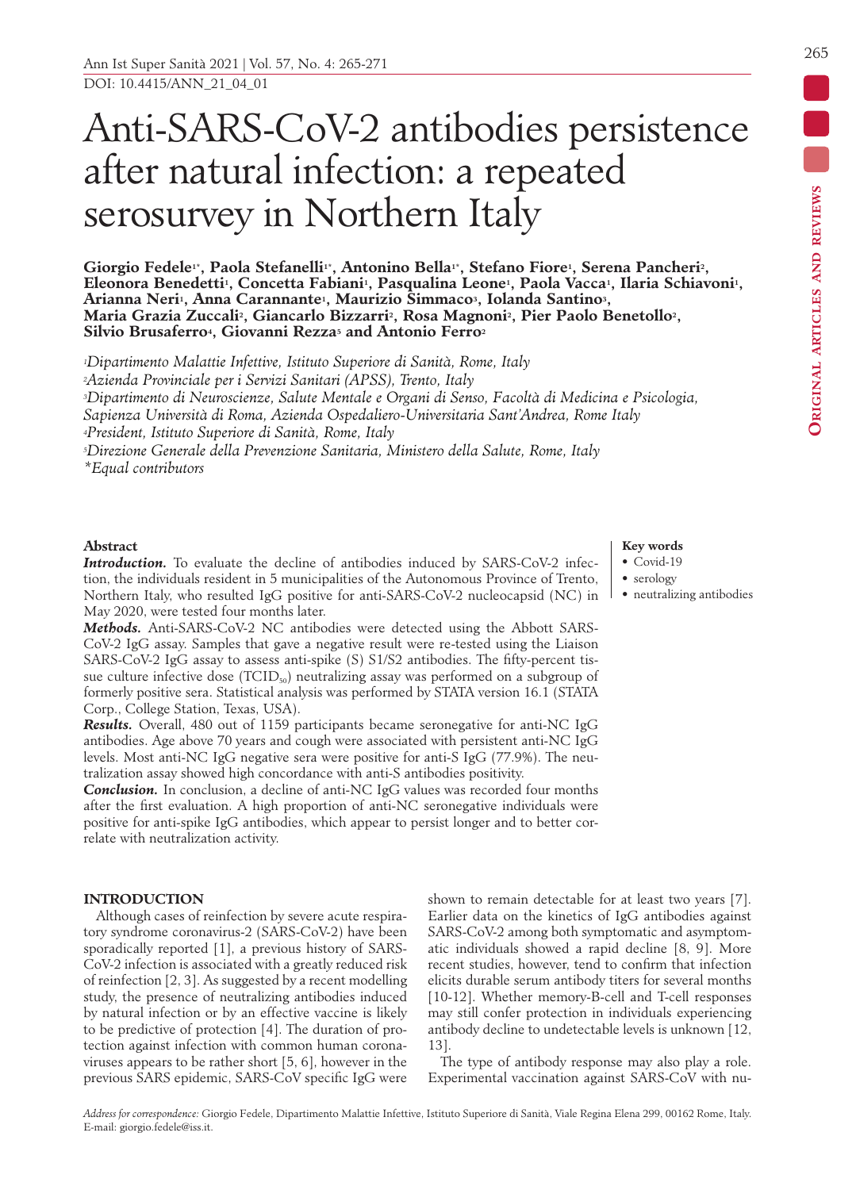# Anti-SARS-CoV-2 antibodies persistence after natural infection: a repeated serosurvey in Northern Italy

**Giorgio Fedele[1*], Paola Stefanelli[1*], Antonino Bella[1*], Stefano Fiore[1], Serena Pancheri[2], Eleonora Benedetti[1], Concetta Fabiani[1], Pasqualina Leone[1], Paola Vacca[1], Ilaria Schiavoni[1], Arianna Neri[1], Anna Carannante[1], Maurizio Simmaco[3], Iolanda Santino[3], Maria Grazia Zuccali[2], Giancarlo Bizzarri[2], Rosa Magnoni[2], Pier Paolo Benetollo[2], Silvio Brusaferro[4], Giovanni Rezza[5] and Antonio Ferro[2]**

*[1]Dipartimento Malattie Infettive, Istituto Superiore di Sanità, Rome, Italy*
*[2]Azienda Provinciale per i Servizi Sanitari (APSS), Trento, Italy*
*[3]Dipartimento di Neuroscienze, Salute Mentale e Organi di Senso, Facoltà di Medicina e Psicologia, Sapienza Università di Roma, Azienda Ospedaliero-Universitaria Sant'Andrea, Rome Italy*
*[4]President, Istituto Superiore di Sanità, Rome, Italy*
*[5]Direzione Generale della Prevenzione Sanitaria, Ministero della Salute, Rome, Italy*
*\*Equal contributors*

## Abstract

***Introduction.*** To evaluate the decline of antibodies induced by SARS-CoV-2 infection, the individuals resident in 5 municipalities of the Autonomous Province of Trento, Northern Italy, who resulted IgG positive for anti-SARS-CoV-2 nucleocapsid (NC) in May 2020, were tested four months later.

***Methods.*** Anti-SARS-CoV-2 NC antibodies were detected using the Abbott SARS-CoV-2 IgG assay. Samples that gave a negative result were re-tested using the Liaison SARS-CoV-2 IgG assay to assess anti-spike (S) S1/S2 antibodies. The fifty-percent tissue culture infective dose ($TCID_{50}$) neutralizing assay was performed on a subgroup of formerly positive sera. Statistical analysis was performed by STATA version 16.1 (STATA Corp., College Station, Texas, USA).

***Results.*** Overall, 480 out of 1159 participants became seronegative for anti-NC IgG antibodies. Age above 70 years and cough were associated with persistent anti-NC IgG levels. Most anti-NC IgG negative sera were positive for anti-S IgG (77.9%). The neutralization assay showed high concordance with anti-S antibodies positivity.

***Conclusion.*** In conclusion, a decline of anti-NC IgG values was recorded four months after the first evaluation. A high proportion of anti-NC seronegative individuals were positive for anti-spike IgG antibodies, which appear to persist longer and to better correlate with neutralization activity.

**Key words**
- Covid-19
- serology
- neutralizing antibodies

## INTRODUCTION

Although cases of reinfection by severe acute respiratory syndrome coronavirus-2 (SARS-CoV-2) have been sporadically reported [1], a previous history of SARS-CoV-2 infection is associated with a greatly reduced risk of reinfection [2, 3]. As suggested by a recent modelling study, the presence of neutralizing antibodies induced by natural infection or by an effective vaccine is likely to be predictive of protection [4]. The duration of protection against infection with common human coronaviruses appears to be rather short [5, 6], however in the previous SARS epidemic, SARS-CoV specific IgG were shown to remain detectable for at least two years [7]. Earlier data on the kinetics of IgG antibodies against SARS-CoV-2 among both symptomatic and asymptomatic individuals showed a rapid decline [8, 9]. More recent studies, however, tend to confirm that infection elicits durable serum antibody titers for several months [10-12]. Whether memory-B-cell and T-cell responses may still confer protection in individuals experiencing antibody decline to undetectable levels is unknown [12, 13].

The type of antibody response may also play a role. Experimental vaccination against SARS-CoV with nu-

*Address for correspondence:* Giorgio Fedele, Dipartimento Malattie Infettive, Istituto Superiore di Sanità, Viale Regina Elena 299, 00162 Rome, Italy. E-mail: giorgio.fedele@iss.it.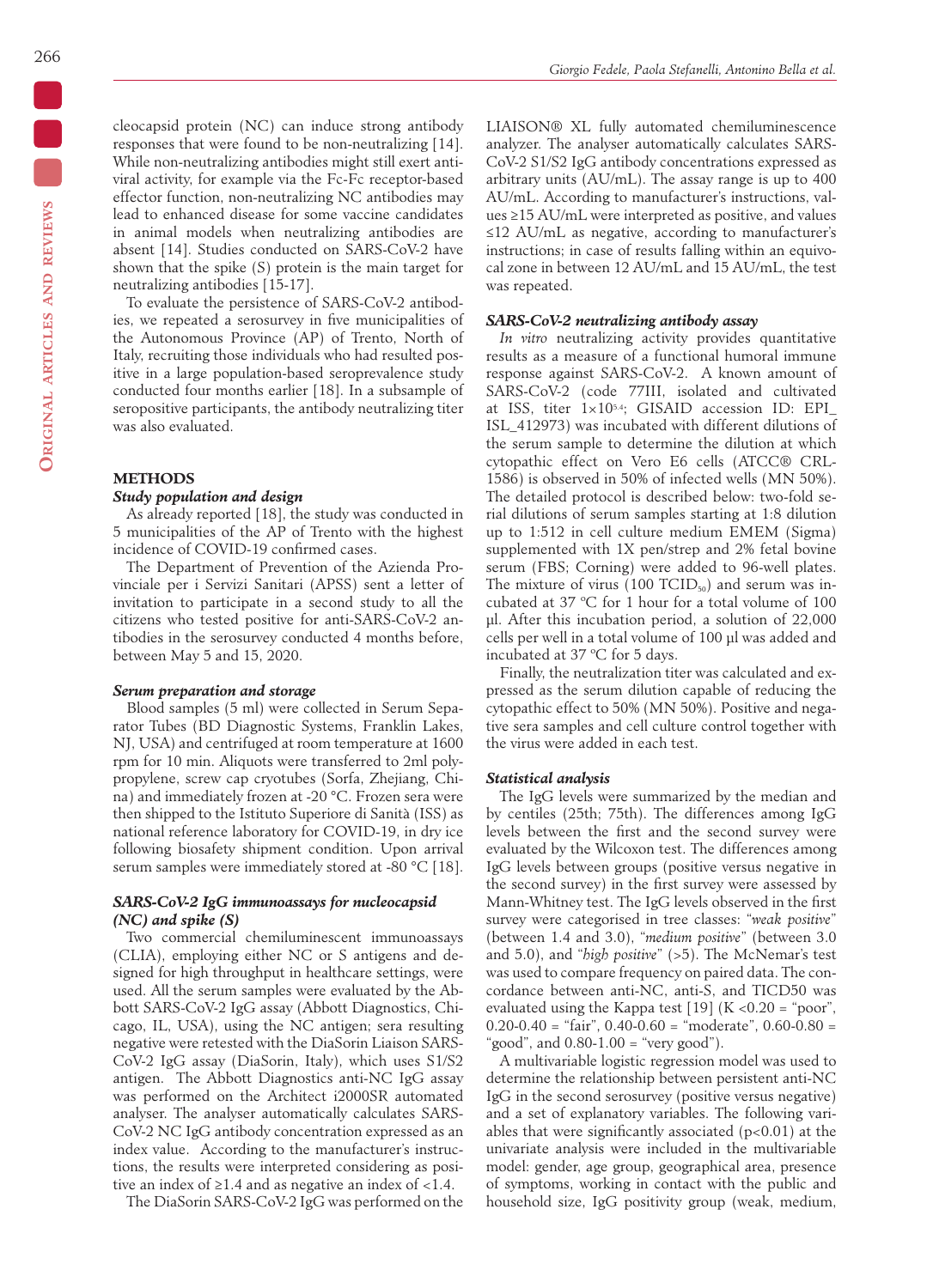cleocapsid protein (NC) can induce strong antibody responses that were found to be non-neutralizing [14]. While non-neutralizing antibodies might still exert antiviral activity, for example via the Fc-Fc receptor-based effector function, non-neutralizing NC antibodies may lead to enhanced disease for some vaccine candidates in animal models when neutralizing antibodies are absent [14]. Studies conducted on SARS-CoV-2 have shown that the spike (S) protein is the main target for neutralizing antibodies [15-17].

To evaluate the persistence of SARS-CoV-2 antibodies, we repeated a serosurvey in five municipalities of the Autonomous Province (AP) of Trento, North of Italy, recruiting those individuals who had resulted positive in a large population-based seroprevalence study conducted four months earlier [18]. In a subsample of seropositive participants, the antibody neutralizing titer was also evaluated.

## METHODS

### Study population and design

As already reported [18], the study was conducted in 5 municipalities of the AP of Trento with the highest incidence of COVID-19 confirmed cases.

The Department of Prevention of the Azienda Provinciale per i Servizi Sanitari (APSS) sent a letter of invitation to participate in a second study to all the citizens who tested positive for anti-SARS-CoV-2 antibodies in the serosurvey conducted 4 months before, between May 5 and 15, 2020.

### Serum preparation and storage

Blood samples (5 ml) were collected in Serum Separator Tubes (BD Diagnostic Systems, Franklin Lakes, NJ, USA) and centrifuged at room temperature at 1600 rpm for 10 min. Aliquots were transferred to 2ml polypropylene, screw cap cryotubes (Sorfa, Zhejiang, China) and immediately frozen at -20 °C. Frozen sera were then shipped to the Istituto Superiore di Sanità (ISS) as national reference laboratory for COVID-19, in dry ice following biosafety shipment condition. Upon arrival serum samples were immediately stored at -80 °C [18].

### SARS-CoV-2 IgG immunoassays for nucleocapsid (NC) and spike (S)

Two commercial chemiluminescent immunoassays (CLIA), employing either NC or S antigens and designed for high throughput in healthcare settings, were used. All the serum samples were evaluated by the Abbott SARS-CoV-2 IgG assay (Abbott Diagnostics, Chicago, IL, USA), using the NC antigen; sera resulting negative were retested with the DiaSorin Liaison SARS-CoV-2 IgG assay (DiaSorin, Italy), which uses S1/S2 antigen. The Abbott Diagnostics anti-NC IgG assay was performed on the Architect i2000SR automated analyser. The analyser automatically calculates SARS-CoV-2 NC IgG antibody concentration expressed as an index value. According to the manufacturer's instructions, the results were interpreted considering as positive an index of ≥1.4 and as negative an index of <1.4.

The DiaSorin SARS-CoV-2 IgG was performed on the LIAISON® XL fully automated chemiluminescence analyzer. The analyser automatically calculates SARS-CoV-2 S1/S2 IgG antibody concentrations expressed as arbitrary units (AU/mL). The assay range is up to 400 AU/mL. According to manufacturer's instructions, values ≥15 AU/mL were interpreted as positive, and values ≤12 AU/mL as negative, according to manufacturer's instructions; in case of results falling within an equivocal zone in between 12 AU/mL and 15 AU/mL, the test was repeated.

### SARS-CoV-2 neutralizing antibody assay

*In vitro* neutralizing activity provides quantitative results as a measure of a functional humoral immune response against SARS-CoV-2. A known amount of SARS-CoV-2 (code 77III, isolated and cultivated at ISS, titer $1{\times}10^{5.4}$; GISAID accession ID: EPI_ISL_412973) was incubated with different dilutions of the serum sample to determine the dilution at which cytopathic effect on Vero E6 cells (ATCC® CRL-1586) is observed in 50% of infected wells (MN 50%). The detailed protocol is described below: two-fold serial dilutions of serum samples starting at 1:8 dilution up to 1:512 in cell culture medium EMEM (Sigma) supplemented with 1X pen/strep and 2% fetal bovine serum (FBS; Corning) were added to 96-well plates. The mixture of virus (100 $TCID_{50}$) and serum was incubated at 37 °C for 1 hour for a total volume of 100 µl. After this incubation period, a solution of 22,000 cells per well in a total volume of 100 µl was added and incubated at 37 °C for 5 days.

Finally, the neutralization titer was calculated and expressed as the serum dilution capable of reducing the cytopathic effect to 50% (MN 50%). Positive and negative sera samples and cell culture control together with the virus were added in each test.

### Statistical analysis

The IgG levels were summarized by the median and by centiles (25th; 75th). The differences among IgG levels between the first and the second survey were evaluated by the Wilcoxon test. The differences among IgG levels between groups (positive versus negative in the second survey) in the first survey were assessed by Mann-Whitney test. The IgG levels observed in the first survey were categorised in tree classes: *"weak positive"* (between 1.4 and 3.0), *"medium positive"* (between 3.0 and 5.0), and *"high positive"* (>5). The McNemar's test was used to compare frequency on paired data. The concordance between anti-NC, anti-S, and TICD50 was evaluated using the Kappa test [19] (K <0.20 = "poor", 0.20-0.40 = "fair", 0.40-0.60 = "moderate", 0.60-0.80 = "good", and 0.80-1.00 = "very good").

A multivariable logistic regression model was used to determine the relationship between persistent anti-NC IgG in the second serosurvey (positive versus negative) and a set of explanatory variables. The following variables that were significantly associated (p<0.01) at the univariate analysis were included in the multivariable model: gender, age group, geographical area, presence of symptoms, working in contact with the public and household size, IgG positivity group (weak, medium,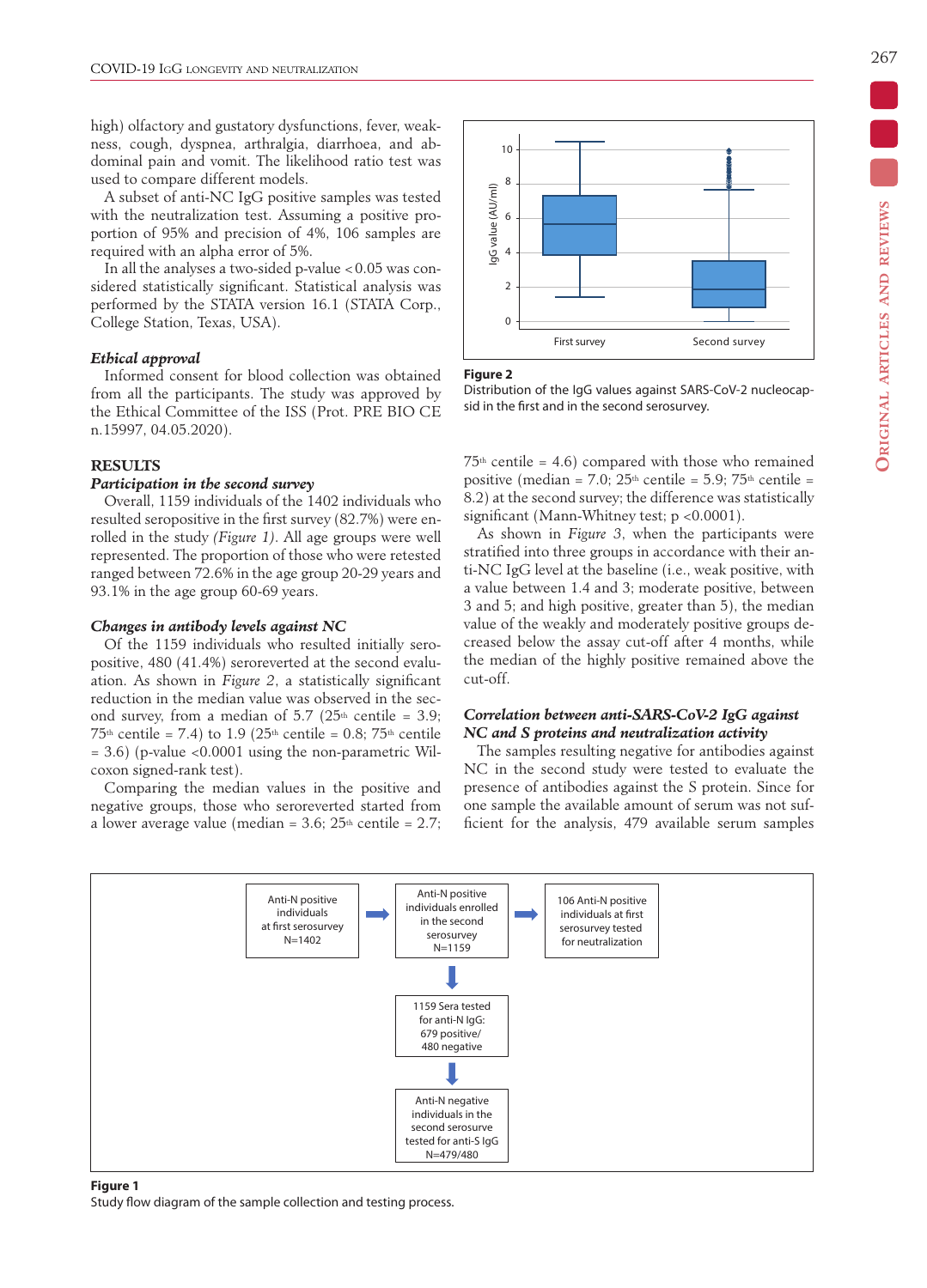high) olfactory and gustatory dysfunctions, fever, weakness, cough, dyspnea, arthralgia, diarrhoea, and abdominal pain and vomit. The likelihood ratio test was used to compare different models.

A subset of anti-NC IgG positive samples was tested with the neutralization test. Assuming a positive proportion of 95% and precision of 4%, 106 samples are required with an alpha error of 5%.

In all the analyses a two-sided p-value < 0.05 was considered statistically significant. Statistical analysis was performed by the STATA version 16.1 (STATA Corp., College Station, Texas, USA).

### *Ethical approval*

Informed consent for blood collection was obtained from all the participants. The study was approved by the Ethical Committee of the ISS (Prot. PRE BIO CE n.15997, 04.05.2020).

## RESULTS

### *Participation in the second survey*

Overall, 1159 individuals of the 1402 individuals who resulted seropositive in the first survey (82.7%) were enrolled in the study *(Figure 1)*. All age groups were well represented. The proportion of those who were retested ranged between 72.6% in the age group 20-29 years and 93.1% in the age group 60-69 years.

### *Changes in antibody levels against NC*

Of the 1159 individuals who resulted initially seropositive, 480 (41.4%) seroreverted at the second evaluation. As shown in *Figure 2*, a statistically significant reduction in the median value was observed in the second survey, from a median of 5.7 (25th centile = 3.9; 75th centile = 7.4) to 1.9 (25th centile = 0.8; 75th centile = 3.6) (p-value <0.0001 using the non-parametric Wilcoxon signed-rank test).

Comparing the median values in the positive and negative groups, those who seroreverted started from a lower average value (median = 3.6; 25th centile = 2.7; 75th centile = 4.6) compared with those who remained positive (median = 7.0; 25th centile = 5.9; 75th centile = 8.2) at the second survey; the difference was statistically significant (Mann-Whitney test; p <0.0001).

As shown in *Figure 3*, when the participants were stratified into three groups in accordance with their anti-NC IgG level at the baseline (i.e., weak positive, with a value between 1.4 and 3; moderate positive, between 3 and 5; and high positive, greater than 5), the median value of the weakly and moderately positive groups decreased below the assay cut-off after 4 months, while the median of the highly positive remained above the cut-off.

**Figure 2**
Distribution of the IgG values against SARS-CoV-2 nucleocapsid in the first and in the second serosurvey.

### *Correlation between anti-SARS-CoV-2 IgG against NC and S proteins and neutralization activity*

The samples resulting negative for antibodies against NC in the second study were tested to evaluate the presence of antibodies against the S protein. Since for one sample the available amount of serum was not sufficient for the analysis, 479 available serum samples

**Figure 1**
Study flow diagram of the sample collection and testing process.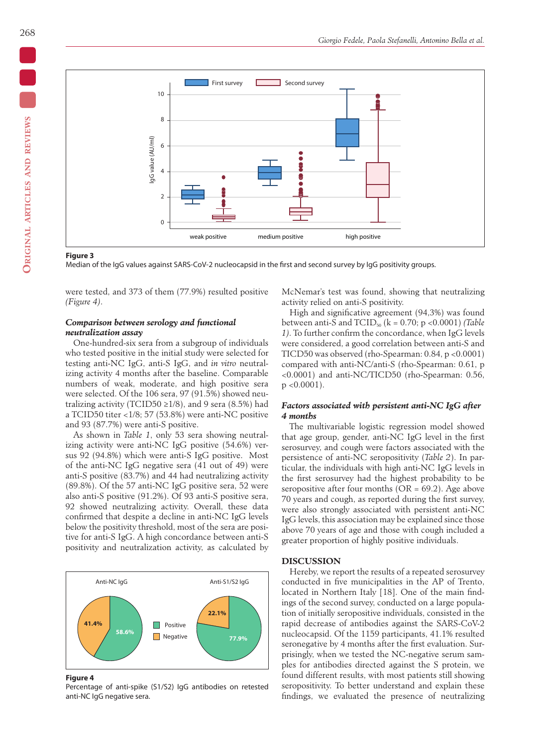Figure 3
Median of the IgG values against SARS-CoV-2 nucleocapsid in the first and second survey by IgG positivity groups.

were tested, and 373 of them (77.9%) resulted positive (*Figure 4*).

### *Comparison between serology and functional neutralization assay*

One-hundred-sixty sera from a subgroup of individuals who tested positive in the initial study were selected for testing anti-NC IgG, anti-S IgG, and *in vitro* neutralizing activity 4 months after the baseline. Comparable numbers of weak, moderate, and high positive sera were selected. Of the 106 sera, 97 (91.5%) showed neutralizing activity (TCID50 ≥1/8), and 9 sera (8.5%) had a TCID50 titer <1/8; 57 (53.8%) were anti-NC positive and 93 (87.7%) were anti-S positive.

As shown in *Table 1*, only 53 sera showing neutralizing activity were anti-NC IgG positive (54.6%) versus 92 (94.8%) which were anti-S IgG positive. Most of the anti-NC IgG negative sera (41 out of 49) were anti-S positive (83.7%) and 44 had neutralizing activity (89.8%). Of the 57 anti-NC IgG positive sera, 52 were also anti-S positive (91.2%). Of 93 anti-S positive sera, 92 showed neutralizing activity. Overall, these data confirmed that despite a decline in anti-NC IgG levels below the positivity threshold, most of the sera are positive for anti-S IgG. A high concordance between anti-S positivity and neutralization activity, as calculated by McNemar's test was found, showing that neutralizing activity relied on anti-S positivity.

High and significative agreement (94,3%) was found between anti-S and $TCID_{50}$ (k = 0.70; p <0.0001) *(Table 1)*. To further confirm the concordance, when IgG levels were considered, a good correlation between anti-S and TICD50 was observed (rho-Spearman: 0.84, p <0.0001) compared with anti-NC/anti-S (rho-Spearman: 0.61, p <0.0001) and anti-NC/TICD50 (rho-Spearman: 0.56, p <0.0001).

### *Factors associated with persistent anti-NC IgG after 4 months*

The multivariable logistic regression model showed that age group, gender, anti-NC IgG level in the first serosurvey, and cough were factors associated with the persistence of anti-NC seropositivity (*Table 2*). In particular, the individuals with high anti-NC IgG levels in the first serosurvey had the highest probability to be seropositive after four months (OR = 69.2). Age above 70 years and cough, as reported during the first survey, were also strongly associated with persistent anti-NC IgG levels, this association may be explained since those above 70 years of age and those with cough included a greater proportion of highly positive individuals.

Figure 4
Percentage of anti-spike (S1/S2) IgG antibodies on retested anti-NC IgG negative sera.

## DISCUSSION

Hereby, we report the results of a repeated serosurvey conducted in five municipalities in the AP of Trento, located in Northern Italy [18]. One of the main findings of the second survey, conducted on a large population of initially seropositive individuals, consisted in the rapid decrease of antibodies against the SARS-CoV-2 nucleocapsid. Of the 1159 participants, 41.1% resulted seronegative by 4 months after the first evaluation. Surprisingly, when we tested the NC-negative serum samples for antibodies directed against the S protein, we found different results, with most patients still showing seropositivity. To better understand and explain these findings, we evaluated the presence of neutralizing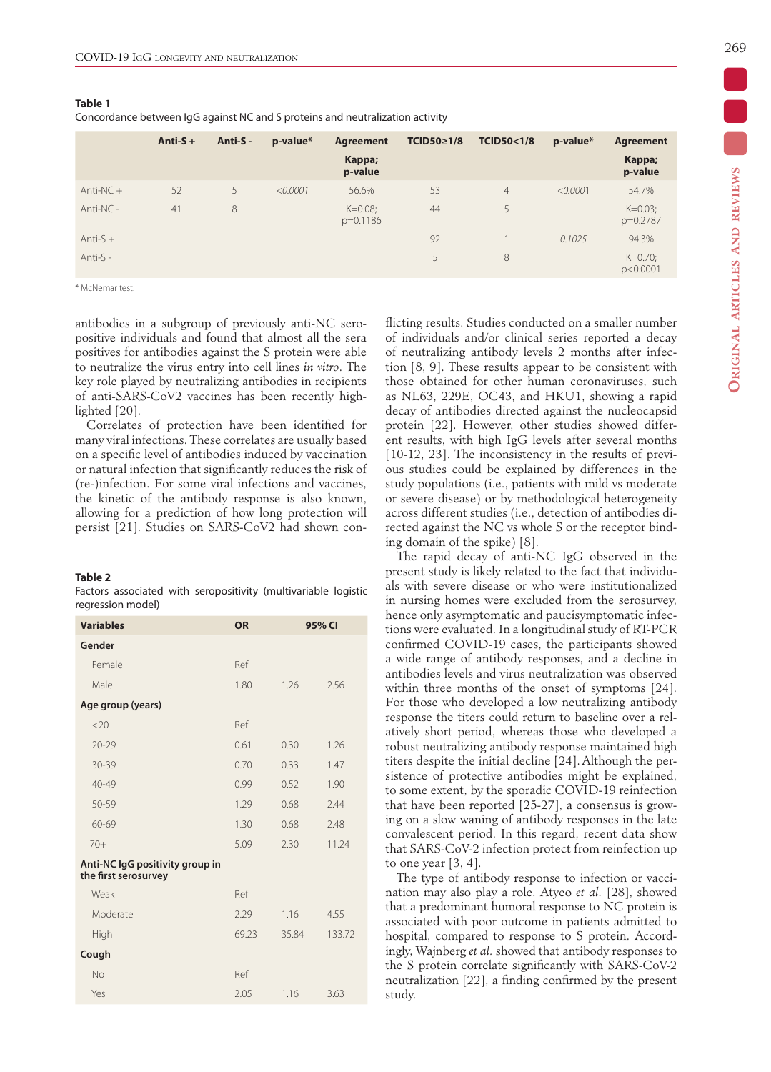**Table 1**
Concordance between IgG against NC and S proteins and neutralization activity

| | Anti-S + | Anti-S - | p-value* | Agreement Kappa; p-value | TCID50≥1/8 | TCID50<1/8 | p-value* | Agreement Kappa; p-value |
|---|---|---|---|---|---|---|---|---|
| Anti-NC + | 52 | 5 | *<0.0001* | 56.6% | 53 | 4 | *<0.0001* | 54.7% |
| Anti-NC - | 41 | 8 | | K=0.08; p=0.1186 | 44 | 5 | | K=0.03; p=0.2787 |
| Anti-S + | | | | | 92 | 1 | *0.1025* | 94.3% |
| Anti-S - | | | | | 5 | 8 | | K=0.70; p<0.0001 |

\* McNemar test.

antibodies in a subgroup of previously anti-NC seropositive individuals and found that almost all the sera positives for antibodies against the S protein were able to neutralize the virus entry into cell lines *in vitro*. The key role played by neutralizing antibodies in recipients of anti-SARS-CoV2 vaccines has been recently highlighted [20].

Correlates of protection have been identified for many viral infections. These correlates are usually based on a specific level of antibodies induced by vaccination or natural infection that significantly reduces the risk of (re-)infection. For some viral infections and vaccines, the kinetic of the antibody response is also known, allowing for a prediction of how long protection will persist [21]. Studies on SARS-CoV2 had shown conflicting results. Studies conducted on a smaller number of individuals and/or clinical series reported a decay of neutralizing antibody levels 2 months after infection [8, 9]. These results appear to be consistent with those obtained for other human coronaviruses, such as NL63, 229E, OC43, and HKU1, showing a rapid decay of antibodies directed against the nucleocapsid protein [22]. However, other studies showed different results, with high IgG levels after several months [10-12, 23]. The inconsistency in the results of previous studies could be explained by differences in the study populations (i.e., patients with mild vs moderate or severe disease) or by methodological heterogeneity across different studies (i.e., detection of antibodies directed against the NC vs whole S or the receptor binding domain of the spike) [8].

The rapid decay of anti-NC IgG observed in the present study is likely related to the fact that individuals with severe disease or who were institutionalized in nursing homes were excluded from the serosurvey, hence only asymptomatic and paucisymptomatic infections were evaluated. In a longitudinal study of RT-PCR confirmed COVID-19 cases, the participants showed a wide range of antibody responses, and a decline in antibodies levels and virus neutralization was observed within three months of the onset of symptoms [24]. For those who developed a low neutralizing antibody response the titers could return to baseline over a relatively short period, whereas those who developed a robust neutralizing antibody response maintained high titers despite the initial decline [24]. Although the persistence of protective antibodies might be explained, to some extent, by the sporadic COVID-19 reinfection that have been reported [25-27], a consensus is growing on a slow waning of antibody responses in the late convalescent period. In this regard, recent data show that SARS-CoV-2 infection protect from reinfection up to one year [3, 4].

The type of antibody response to infection or vaccination may also play a role. Atyeo *et al.* [28], showed that a predominant humoral response to NC protein is associated with poor outcome in patients admitted to hospital, compared to response to S protein. Accordingly, Wajnberg *et al.* showed that antibody responses to the S protein correlate significantly with SARS-CoV-2 neutralization [22], a finding confirmed by the present study.

**Table 2**
Factors associated with seropositivity (multivariable logistic regression model)

| Variables | OR | 95% CI | |
|---|---|---|---|
| **Gender** | | | |
| Female | Ref | | |
| Male | 1.80 | 1.26 | 2.56 |
| **Age group (years)** | | | |
| <20 | Ref | | |
| 20-29 | 0.61 | 0.30 | 1.26 |
| 30-39 | 0.70 | 0.33 | 1.47 |
| 40-49 | 0.99 | 0.52 | 1.90 |
| 50-59 | 1.29 | 0.68 | 2.44 |
| 60-69 | 1.30 | 0.68 | 2.48 |
| 70+ | 5.09 | 2.30 | 11.24 |
| **Anti-NC IgG positivity group in the first serosurvey** | | | |
| Weak | Ref | | |
| Moderate | 2.29 | 1.16 | 4.55 |
| High | 69.23 | 35.84 | 133.72 |
| **Cough** | | | |
| No | Ref | | |
| Yes | 2.05 | 1.16 | 3.63 |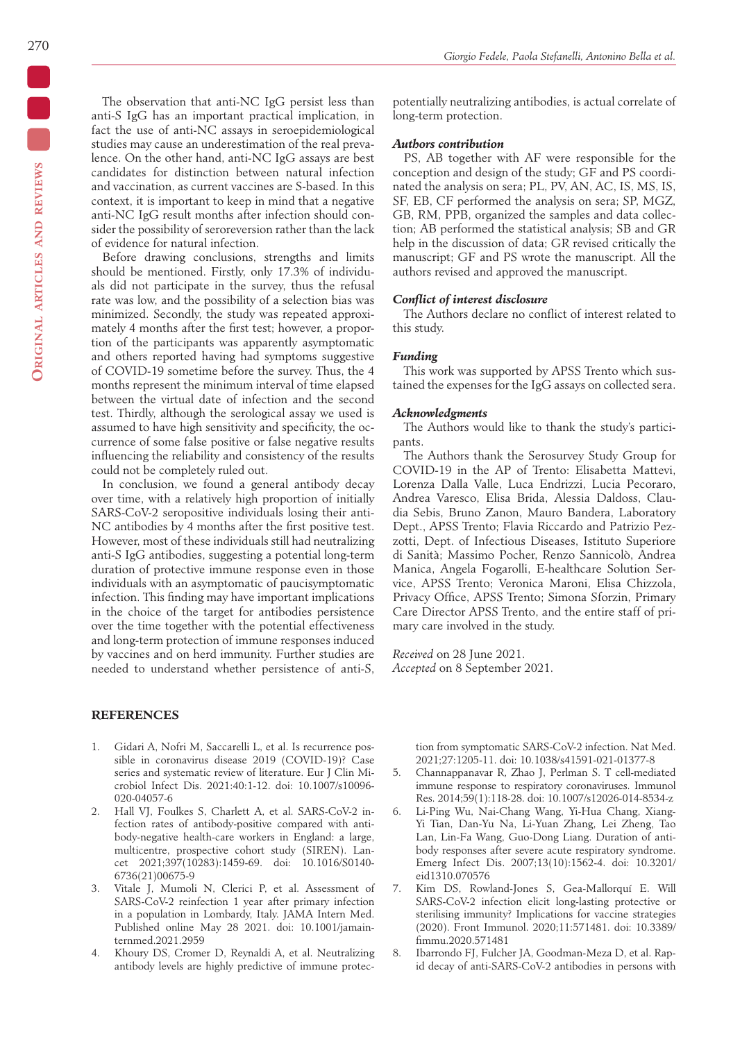The observation that anti-NC IgG persist less than anti-S IgG has an important practical implication, in fact the use of anti-NC assays in seroepidemiological studies may cause an underestimation of the real prevalence. On the other hand, anti-NC IgG assays are best candidates for distinction between natural infection and vaccination, as current vaccines are S-based. In this context, it is important to keep in mind that a negative anti-NC IgG result months after infection should consider the possibility of seroreversion rather than the lack of evidence for natural infection.

Before drawing conclusions, strengths and limits should be mentioned. Firstly, only 17.3% of individuals did not participate in the survey, thus the refusal rate was low, and the possibility of a selection bias was minimized. Secondly, the study was repeated approximately 4 months after the first test; however, a proportion of the participants was apparently asymptomatic and others reported having had symptoms suggestive of COVID-19 sometime before the survey. Thus, the 4 months represent the minimum interval of time elapsed between the virtual date of infection and the second test. Thirdly, although the serological assay we used is assumed to have high sensitivity and specificity, the occurrence of some false positive or false negative results influencing the reliability and consistency of the results could not be completely ruled out.

In conclusion, we found a general antibody decay over time, with a relatively high proportion of initially SARS-CoV-2 seropositive individuals losing their anti-NC antibodies by 4 months after the first positive test. However, most of these individuals still had neutralizing anti-S IgG antibodies, suggesting a potential long-term duration of protective immune response even in those individuals with an asymptomatic of paucisymptomatic infection. This finding may have important implications in the choice of the target for antibodies persistence over the time together with the potential effectiveness and long-term protection of immune responses induced by vaccines and on herd immunity. Further studies are needed to understand whether persistence of anti-S, potentially neutralizing antibodies, is actual correlate of long-term protection.

***Authors contribution***

PS, AB together with AF were responsible for the conception and design of the study; GF and PS coordinated the analysis on sera; PL, PV, AN, AC, IS, MS, IS, SF, EB, CF performed the analysis on sera; SP, MGZ, GB, RM, PPB, organized the samples and data collection; AB performed the statistical analysis; SB and GR help in the discussion of data; GR revised critically the manuscript; GF and PS wrote the manuscript. All the authors revised and approved the manuscript.

***Conflict of interest disclosure***

The Authors declare no conflict of interest related to this study.

***Funding***

This work was supported by APSS Trento which sustained the expenses for the IgG assays on collected sera.

***Acknowledgments***

The Authors would like to thank the study's participants.

The Authors thank the Serosurvey Study Group for COVID-19 in the AP of Trento: Elisabetta Mattevi, Lorenza Dalla Valle, Luca Endrizzi, Lucia Pecoraro, Andrea Varesco, Elisa Brida, Alessia Daldoss, Claudia Sebis, Bruno Zanon, Mauro Bandera, Laboratory Dept., APSS Trento; Flavia Riccardo and Patrizio Pezzotti, Dept. of Infectious Diseases, Istituto Superiore di Sanità; Massimo Pocher, Renzo Sannicolò, Andrea Manica, Angela Fogarolli, E-healthcare Solution Service, APSS Trento; Veronica Maroni, Elisa Chizzola, Privacy Office, APSS Trento; Simona Sforzin, Primary Care Director APSS Trento, and the entire staff of primary care involved in the study.

*Received* on 28 June 2021.
*Accepted* on 8 September 2021.

## REFERENCES

1. Gidari A, Nofri M, Saccarelli L, et al. Is recurrence possible in coronavirus disease 2019 (COVID-19)? Case series and systematic review of literature. Eur J Clin Microbiol Infect Dis. 2021:40:1-12. doi: 10.1007/s10096-020-04057-6
2. Hall VJ, Foulkes S, Charlett A, et al. SARS-CoV-2 infection rates of antibody-positive compared with antibody-negative health-care workers in England: a large, multicentre, prospective cohort study (SIREN). Lancet 2021;397(10283):1459-69. doi: 10.1016/S0140-6736(21)00675-9
3. Vitale J, Mumoli N, Clerici P, et al. Assessment of SARS-CoV-2 reinfection 1 year after primary infection in a population in Lombardy, Italy. JAMA Intern Med. Published online May 28 2021. doi: 10.1001/jamainternmed.2021.2959
4. Khoury DS, Cromer D, Reynaldi A, et al. Neutralizing antibody levels are highly predictive of immune protection from symptomatic SARS-CoV-2 infection. Nat Med. 2021;27:1205-11. doi: 10.1038/s41591-021-01377-8
5. Channappanavar R, Zhao J, Perlman S. T cell-mediated immune response to respiratory coronaviruses. Immunol Res. 2014;59(1):118-28. doi: 10.1007/s12026-014-8534-z
6. Li-Ping Wu, Nai-Chang Wang, Yi-Hua Chang, Xiang-Yi Tian, Dan-Yu Na, Li-Yuan Zhang, Lei Zheng, Tao Lan, Lin-Fa Wang, Guo-Dong Liang. Duration of antibody responses after severe acute respiratory syndrome. Emerg Infect Dis. 2007;13(10):1562-4. doi: 10.3201/eid1310.070576
7. Kim DS, Rowland-Jones S, Gea-Mallorquí E. Will SARS-CoV-2 infection elicit long-lasting protective or sterilising immunity? Implications for vaccine strategies (2020). Front Immunol. 2020;11:571481. doi: 10.3389/fimmu.2020.571481
8. Ibarrondo FJ, Fulcher JA, Goodman-Meza D, et al. Rapid decay of anti-SARS-CoV-2 antibodies in persons with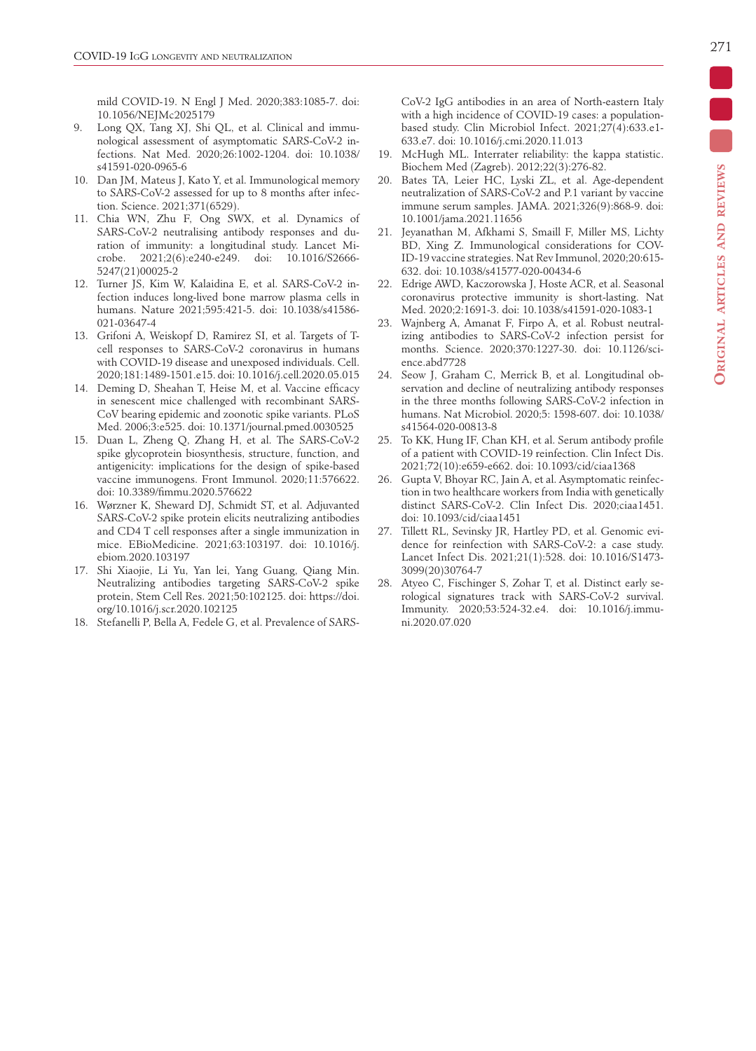mild COVID-19. N Engl J Med. 2020;383:1085-7. doi: 10.1056/NEJMc2025179

9. Long QX, Tang XJ, Shi QL, et al. Clinical and immunological assessment of asymptomatic SARS-CoV-2 infections. Nat Med. 2020;26:1002-1204. doi: 10.1038/s41591-020-0965-6
10. Dan JM, Mateus J, Kato Y, et al. Immunological memory to SARS-CoV-2 assessed for up to 8 months after infection. Science. 2021;371(6529).
11. Chia WN, Zhu F, Ong SWX, et al. Dynamics of SARS-CoV-2 neutralising antibody responses and duration of immunity: a longitudinal study. Lancet Microbe. 2021;2(6):e240-e249. doi: 10.1016/S2666-5247(21)00025-2
12. Turner JS, Kim W, Kalaidina E, et al. SARS-CoV-2 infection induces long-lived bone marrow plasma cells in humans. Nature 2021;595:421-5. doi: 10.1038/s41586-021-03647-4
13. Grifoni A, Weiskopf D, Ramirez SI, et al. Targets of T-cell responses to SARS-CoV-2 coronavirus in humans with COVID-19 disease and unexposed individuals. Cell. 2020;181:1489-1501.e15. doi: 10.1016/j.cell.2020.05.015
14. Deming D, Sheahan T, Heise M, et al. Vaccine efficacy in senescent mice challenged with recombinant SARS-CoV bearing epidemic and zoonotic spike variants. PLoS Med. 2006;3:e525. doi: 10.1371/journal.pmed.0030525
15. Duan L, Zheng Q, Zhang H, et al. The SARS-CoV-2 spike glycoprotein biosynthesis, structure, function, and antigenicity: implications for the design of spike-based vaccine immunogens. Front Immunol. 2020;11:576622. doi: 10.3389/fimmu.2020.576622
16. Wørzner K, Sheward DJ, Schmidt ST, et al. Adjuvanted SARS-CoV-2 spike protein elicits neutralizing antibodies and CD4 T cell responses after a single immunization in mice. EBioMedicine. 2021;63:103197. doi: 10.1016/j.ebiom.2020.103197
17. Shi Xiaojie, Li Yu, Yan lei, Yang Guang, Qiang Min. Neutralizing antibodies targeting SARS-CoV-2 spike protein, Stem Cell Res. 2021;50:102125. doi: https://doi.org/10.1016/j.scr.2020.102125
18. Stefanelli P, Bella A, Fedele G, et al. Prevalence of SARS-CoV-2 IgG antibodies in an area of North-eastern Italy with a high incidence of COVID-19 cases: a population-based study. Clin Microbiol Infect. 2021;27(4):633.e1-633.e7. doi: 10.1016/j.cmi.2020.11.013
19. McHugh ML. Interrater reliability: the kappa statistic. Biochem Med (Zagreb). 2012;22(3):276-82.
20. Bates TA, Leier HC, Lyski ZL, et al. Age-dependent neutralization of SARS-CoV-2 and P.1 variant by vaccine immune serum samples. JAMA. 2021;326(9):868-9. doi: 10.1001/jama.2021.11656
21. Jeyanathan M, Afkhami S, Smaill F, Miller MS, Lichty BD, Xing Z. Immunological considerations for COVID-19 vaccine strategies. Nat Rev Immunol, 2020;20:615-632. doi: 10.1038/s41577-020-00434-6
22. Edrige AWD, Kaczorowska J, Hoste ACR, et al. Seasonal coronavirus protective immunity is short-lasting. Nat Med. 2020;2:1691-3. doi: 10.1038/s41591-020-1083-1
23. Wajnberg A, Amanat F, Firpo A, et al. Robust neutralizing antibodies to SARS-CoV-2 infection persist for months. Science. 2020;370:1227-30. doi: 10.1126/science.abd7728
24. Seow J, Graham C, Merrick B, et al. Longitudinal observation and decline of neutralizing antibody responses in the three months following SARS-CoV-2 infection in humans. Nat Microbiol. 2020;5: 1598-607. doi: 10.1038/s41564-020-00813-8
25. To KK, Hung IF, Chan KH, et al. Serum antibody profile of a patient with COVID-19 reinfection. Clin Infect Dis. 2021;72(10):e659-e662. doi: 10.1093/cid/ciaa1368
26. Gupta V, Bhoyar RC, Jain A, et al. Asymptomatic reinfection in two healthcare workers from India with genetically distinct SARS-CoV-2. Clin Infect Dis. 2020;ciaa1451. doi: 10.1093/cid/ciaa1451
27. Tillett RL, Sevinsky JR, Hartley PD, et al. Genomic evidence for reinfection with SARS-CoV-2: a case study. Lancet Infect Dis. 2021;21(1):528. doi: 10.1016/S1473-3099(20)30764-7
28. Atyeo C, Fischinger S, Zohar T, et al. Distinct early serological signatures track with SARS-CoV-2 survival. Immunity. 2020;53:524-32.e4. doi: 10.1016/j.immuni.2020.07.020